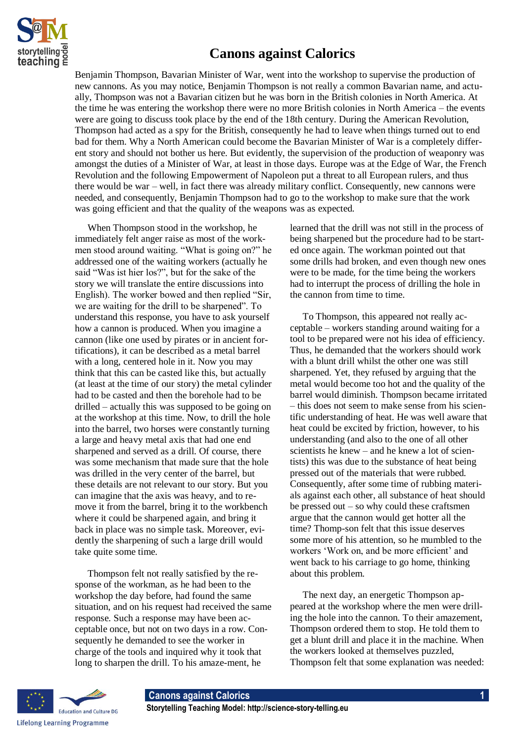# Canons against Calorics

Benjamin Thompson, Bavarian Minister of War, went into the workshop to supervise the production of new cannons. As you may notice, Benjamin Thompson is not really a common Bavarian name, and actually, Thompson was not a Bavarian citizen but he was born in the British colonies in North America. At the time he was entering the workshop there were no more British colonies in North America – the events were are going to discuss took place by the end of the 18th century. During the American Revolution, Thompson had acted as a spy for the British, consequently he had to leave when things turned out to end bad for them. Why a North American could become the Bavarian Minister of War is a completely different story and should not bother us here. But evidently, the supervision of the production of weaponry was amongst the duties of a Minister of War, at least in those days. Europe was at the Edge of War, the French Revolution and the following Empowerment of Napoleon put a threat to all European rulers, and thus there would be war – well, in fact there was already military conflict. Consequently, new cannons were needed, and consequently, Benjamin Thompson had to go to the workshop to make sure that the work was going efficient and that the quality of the weapons was as expected.

When Thompson stood in the workshop, he immediately felt anger raise as most of the workmen stood around waiting. “What is going on?” he addressed one of the waiting workers (actually he said “Was ist hier los?”, but for the sake of the story we will translate the entire discussions into English). The worker bowed and then replied “Sir, we are waiting for the drill to be sharpened”. To understand this response, you have to ask yourself how a cannon is produced. When you imagine a cannon (like one used by pirates or in ancient fortifications), it can be described as a metal barrel with a long, centered hole in it. Now you may think that this can be casted like this, but actually (at least at the time of our story) the metal cylinder had to be casted and then the borehole had to be drilled – actually this was supposed to be going on at the workshop at this time. Now, to drill the hole into the barrel, two horses were constantly turning a large and heavy metal axis that had one end sharpened and served as a drill. Of course, there was some mechanism that made sure that the hole was drilled in the very center of the barrel, but these details are not relevant to our story. But you can imagine that the axis was heavy, and to remove it from the barrel, bring it to the workbench where it could be sharpened again, and bring it back in place was no simple task. Moreover, evidently the sharpening of such a large drill would take quite some time.

Thompson felt not really satisfied by the response of the workman, as he had been to the workshop the day before, had found the same situation, and on his request had received the same response. Such a response may have been acceptable once, but not on two days in a row. Consequently he demanded to see the worker in charge of the tools and inquired why it took that long to sharpen the drill. To his amazement, he learned that the drill was not still in the process of being sharpened but the procedure had to be started once again. The workman pointed out that some drills had broken, and even though new ones were to be made, for the time being the workers had to interrupt the process of drilling the hole in the cannon from time to time.

To Thompson, this appeared not really acceptable – workers standing around waiting for a tool to be prepared were not his idea of efficiency. Thus, he demanded that the workers should work with a blunt drill whilst the other one was still sharpened. Yet, they refused by arguing that the metal would become too hot and the quality of the barrel would diminish. Thompson became irritated – this does not seem to make sense from his scientific understanding of heat. He was well aware that heat could be excited by friction, however, to his understanding (and also to the one of all other scientists he knew – and he knew a lot of scientists) this was due to the substance of heat being pressed out of the materials that were rubbed. Consequently, after some time of rubbing materials against each other, all substance of heat should be pressed out – so why could these craftsmen argue that the cannon would get hotter all the time? Thomp-son felt that this issue deserves some more of his attention, so he mumbled to the workers ‘Work on, and be more efficient’ and went back to his carriage to go home, thinking about this problem.

The next day, an energetic Thompson appeared at the workshop where the men were drilling the hole into the cannon. To their amazement, Thompson ordered them to stop. He told them to get a blunt drill and place it in the machine. When the workers looked at themselves puzzled, Thompson felt that some explanation was needed: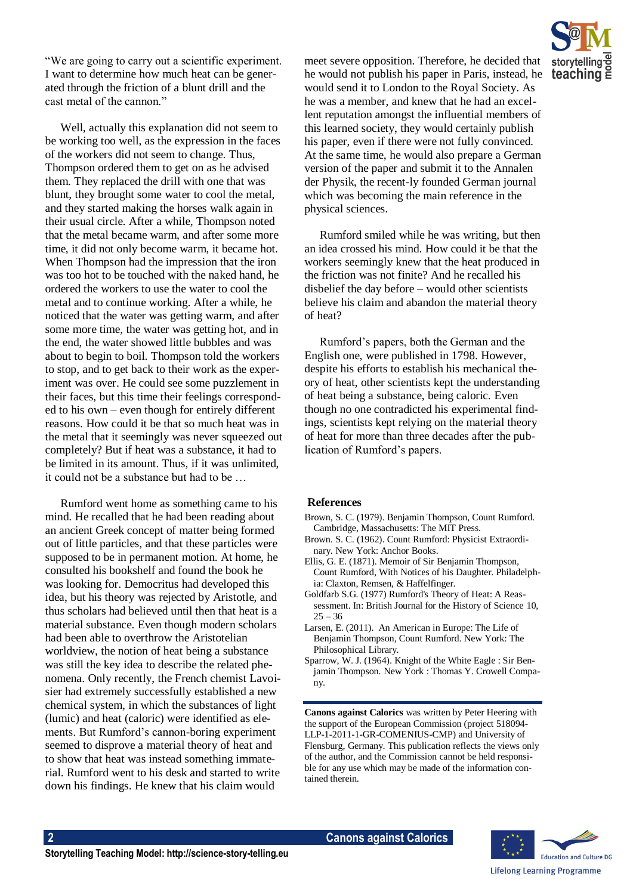"We are going to carry out a scientific experiment. I want to determine how much heat can be generated through the friction of a blunt drill and the cast metal of the cannon."

Well, actually this explanation did not seem to be working too well, as the expression in the faces of the workers did not seem to change. Thus, Thompson ordered them to get on as he advised them. They replaced the drill with one that was blunt, they brought some water to cool the metal, and they started making the horses walk again in their usual circle. After a while, Thompson noted that the metal became warm, and after some more time, it did not only become warm, it became hot. When Thompson had the impression that the iron was too hot to be touched with the naked hand, he ordered the workers to use the water to cool the metal and to continue working. After a while, he noticed that the water was getting warm, and after some more time, the water was getting hot, and in the end, the water showed little bubbles and was about to begin to boil. Thompson told the workers to stop, and to get back to their work as the experiment was over. He could see some puzzlement in their faces, but this time their feelings corresponded to his own – even though for entirely different reasons. How could it be that so much heat was in the metal that it seemingly was never squeezed out completely? But if heat was a substance, it had to be limited in its amount. Thus, if it was unlimited, it could not be a substance but had to be …

Rumford went home as something came to his mind. He recalled that he had been reading about an ancient Greek concept of matter being formed out of little particles, and that these particles were supposed to be in permanent motion. At home, he consulted his bookshelf and found the book he was looking for. Democritus had developed this idea, but his theory was rejected by Aristotle, and thus scholars had believed until then that heat is a material substance. Even though modern scholars had been able to overthrow the Aristotelian worldview, the notion of heat being a substance was still the key idea to describe the related phenomena. Only recently, the French chemist Lavoisier had extremely successfully established a new chemical system, in which the substances of light (lumic) and heat (caloric) were identified as elements. But Rumford's cannon-boring experiment seemed to disprove a material theory of heat and to show that heat was instead something immaterial. Rumford went to his desk and started to write down his findings. He knew that his claim would meet severe opposition. Therefore, he decided that he would not publish his paper in Paris, instead, he would send it to London to the Royal Society. As he was a member, and knew that he had an excellent reputation amongst the influential members of this learned society, they would certainly publish his paper, even if there were not fully convinced. At the same time, he would also prepare a German version of the paper and submit it to the Annalen der Physik, the recent-ly founded German journal which was becoming the main reference in the physical sciences.

Rumford smiled while he was writing, but then an idea crossed his mind. How could it be that the workers seemingly knew that the heat produced in the friction was not finite? And he recalled his disbelief the day before – would other scientists believe his claim and abandon the material theory of heat?

Rumford's papers, both the German and the English one, were published in 1798. However, despite his efforts to establish his mechanical theory of heat, other scientists kept the understanding of heat being a substance, being caloric. Even though no one contradicted his experimental findings, scientists kept relying on the material theory of heat for more than three decades after the publication of Rumford's papers.

## References

Brown, S. C. (1979). Benjamin Thompson, Count Rumford. Cambridge, Massachusetts: The MIT Press.

Brown. S. C. (1962). Count Rumford: Physicist Extraordinary. New York: Anchor Books.

Ellis, G. E. (1871). Memoir of Sir Benjamin Thompson, Count Rumford, With Notices of his Daughter. Philadelphia: Claxton, Remsen, & Haffelfinger.

Goldfarb S.G. (1977) Rumford's Theory of Heat: A Reassessment. In: British Journal for the History of Science 10, 25 – 36

Larsen, E. (2011). An American in Europe: The Life of Benjamin Thompson, Count Rumford. New York: The Philosophical Library.

Sparrow, W. J. (1964). Knight of the White Eagle : Sir Benjamin Thompson. New York : Thomas Y. Crowell Company.

**Canons against Calorics** was written by Peter Heering with the support of the European Commission (project 518094-LLP-1-2011-1-GR-COMENIUS-CMP) and University of Flensburg, Germany. This publication reflects the views only of the author, and the Commission cannot be held responsible for any use which may be made of the information contained therein.